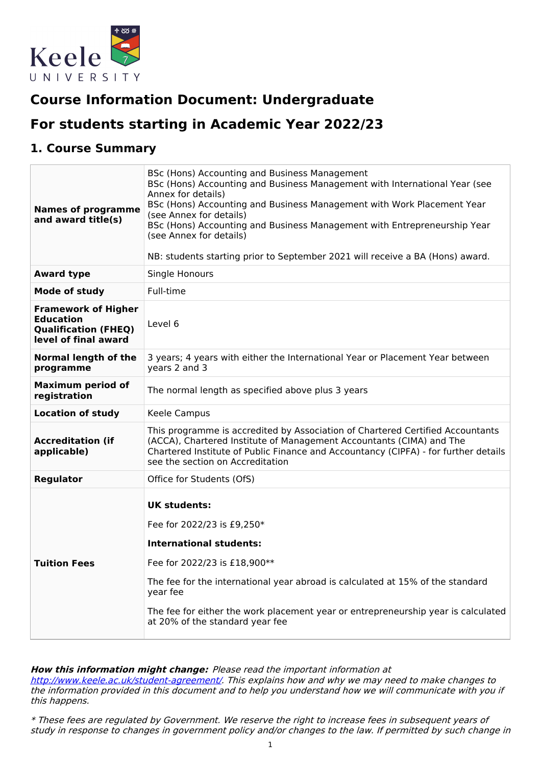# Course Information Document: Undergraduate

# For students starting in Academic Year 2022/23

## 1. Course Summary

| | |
|---|---|
| **Names of programme and award title(s)** | BSc (Hons) Accounting and Business Management<br>BSc (Hons) Accounting and Business Management with International Year (see Annex for details)<br>BSc (Hons) Accounting and Business Management with Work Placement Year (see Annex for details)<br>BSc (Hons) Accounting and Business Management with Entrepreneurship Year (see Annex for details)<br><br>NB: students starting prior to September 2021 will receive a BA (Hons) award. |
| **Award type** | Single Honours |
| **Mode of study** | Full-time |
| **Framework of Higher Education Qualification (FHEQ) level of final award** | Level 6 |
| **Normal length of the programme** | 3 years; 4 years with either the International Year or Placement Year between years 2 and 3 |
| **Maximum period of registration** | The normal length as specified above plus 3 years |
| **Location of study** | Keele Campus |
| **Accreditation (if applicable)** | This programme is accredited by Association of Chartered Certified Accountants (ACCA), Chartered Institute of Management Accountants (CIMA) and The Chartered Institute of Public Finance and Accountancy (CIPFA) - for further details see the section on Accreditation |
| **Regulator** | Office for Students (OfS) |
| **Tuition Fees** | **UK students:**<br><br>Fee for 2022/23 is £9,250*<br><br>**International students:**<br><br>Fee for 2022/23 is £18,900**<br><br>The fee for the international year abroad is calculated at 15% of the standard year fee<br><br>The fee for either the work placement year or entrepreneurship year is calculated at 20% of the standard year fee |

***How this information might change:*** *Please read the important information at [http://www.keele.ac.uk/student-agreement/](http://www.keele.ac.uk/student-agreement/). This explains how and why we may need to make changes to the information provided in this document and to help you understand how we will communicate with you if this happens.*

*\* These fees are regulated by Government. We reserve the right to increase fees in subsequent years of study in response to changes in government policy and/or changes to the law. If permitted by such change in*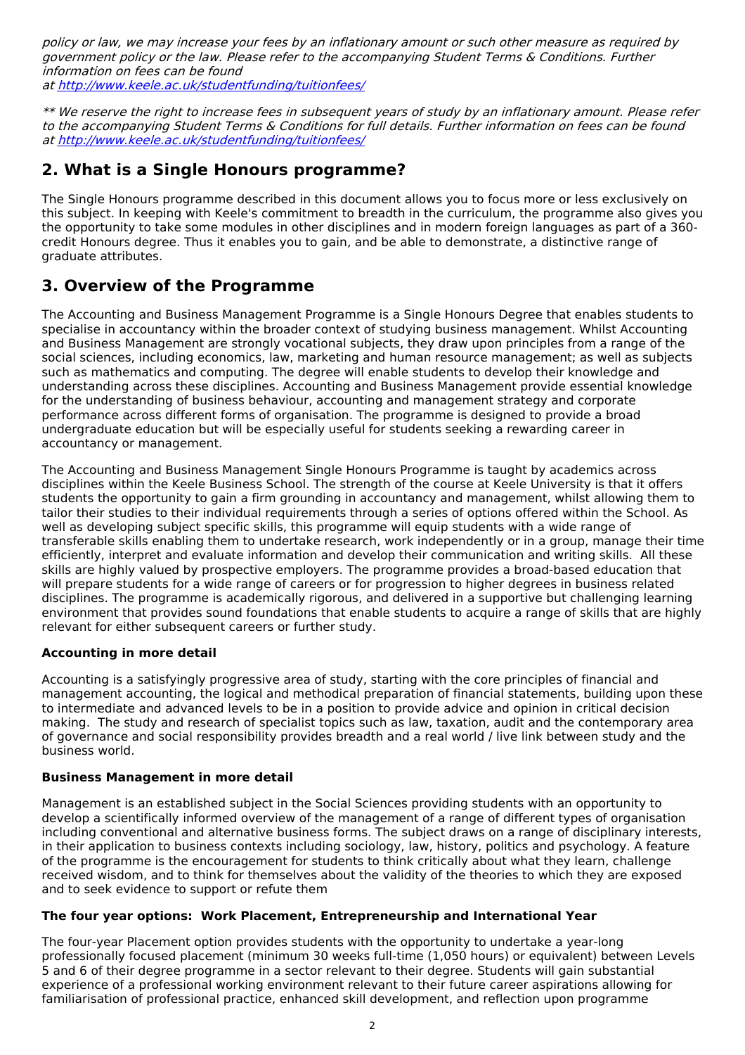*policy or law, we may increase your fees by an inflationary amount or such other measure as required by government policy or the law. Please refer to the accompanying Student Terms & Conditions. Further information on fees can be found at [http://www.keele.ac.uk/studentfunding/tuitionfees/](http://www.keele.ac.uk/studentfunding/tuitionfees/)*

*** We reserve the right to increase fees in subsequent years of study by an inflationary amount. Please refer to the accompanying Student Terms & Conditions for full details. Further information on fees can be found at [http://www.keele.ac.uk/studentfunding/tuitionfees/](http://www.keele.ac.uk/studentfunding/tuitionfees/)*

## 2. What is a Single Honours programme?

The Single Honours programme described in this document allows you to focus more or less exclusively on this subject. In keeping with Keele's commitment to breadth in the curriculum, the programme also gives you the opportunity to take some modules in other disciplines and in modern foreign languages as part of a 360-credit Honours degree. Thus it enables you to gain, and be able to demonstrate, a distinctive range of graduate attributes.

## 3. Overview of the Programme

The Accounting and Business Management Programme is a Single Honours Degree that enables students to specialise in accountancy within the broader context of studying business management. Whilst Accounting and Business Management are strongly vocational subjects, they draw upon principles from a range of the social sciences, including economics, law, marketing and human resource management; as well as subjects such as mathematics and computing. The degree will enable students to develop their knowledge and understanding across these disciplines. Accounting and Business Management provide essential knowledge for the understanding of business behaviour, accounting and management strategy and corporate performance across different forms of organisation. The programme is designed to provide a broad undergraduate education but will be especially useful for students seeking a rewarding career in accountancy or management.

The Accounting and Business Management Single Honours Programme is taught by academics across disciplines within the Keele Business School. The strength of the course at Keele University is that it offers students the opportunity to gain a firm grounding in accountancy and management, whilst allowing them to tailor their studies to their individual requirements through a series of options offered within the School. As well as developing subject specific skills, this programme will equip students with a wide range of transferable skills enabling them to undertake research, work independently or in a group, manage their time efficiently, interpret and evaluate information and develop their communication and writing skills. All these skills are highly valued by prospective employers. The programme provides a broad-based education that will prepare students for a wide range of careers or for progression to higher degrees in business related disciplines. The programme is academically rigorous, and delivered in a supportive but challenging learning environment that provides sound foundations that enable students to acquire a range of skills that are highly relevant for either subsequent careers or further study.

**Accounting in more detail**

Accounting is a satisfyingly progressive area of study, starting with the core principles of financial and management accounting, the logical and methodical preparation of financial statements, building upon these to intermediate and advanced levels to be in a position to provide advice and opinion in critical decision making. The study and research of specialist topics such as law, taxation, audit and the contemporary area of governance and social responsibility provides breadth and a real world / live link between study and the business world.

**Business Management in more detail**

Management is an established subject in the Social Sciences providing students with an opportunity to develop a scientifically informed overview of the management of a range of different types of organisation including conventional and alternative business forms. The subject draws on a range of disciplinary interests, in their application to business contexts including sociology, law, history, politics and psychology. A feature of the programme is the encouragement for students to think critically about what they learn, challenge received wisdom, and to think for themselves about the validity of the theories to which they are exposed and to seek evidence to support or refute them

**The four year options: Work Placement, Entrepreneurship and International Year**

The four-year Placement option provides students with the opportunity to undertake a year-long professionally focused placement (minimum 30 weeks full-time (1,050 hours) or equivalent) between Levels 5 and 6 of their degree programme in a sector relevant to their degree. Students will gain substantial experience of a professional working environment relevant to their future career aspirations allowing for familiarisation of professional practice, enhanced skill development, and reflection upon programme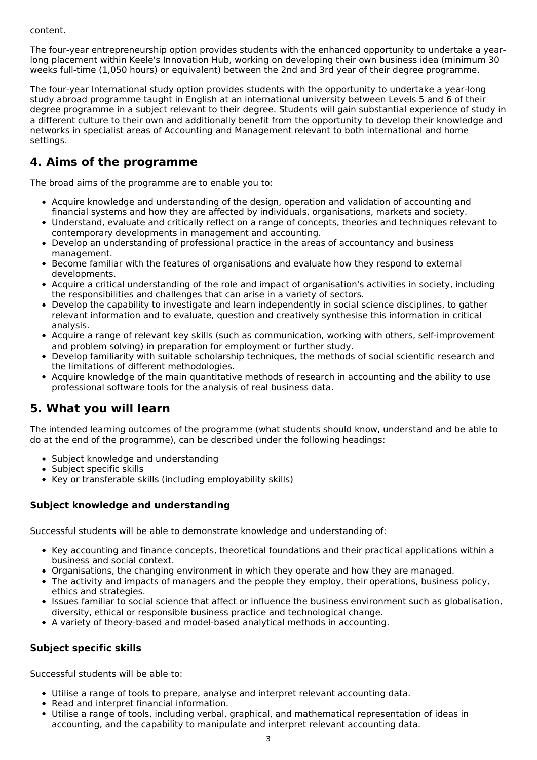content.

The four-year entrepreneurship option provides students with the enhanced opportunity to undertake a year-long placement within Keele's Innovation Hub, working on developing their own business idea (minimum 30 weeks full-time (1,050 hours) or equivalent) between the 2nd and 3rd year of their degree programme.

The four-year International study option provides students with the opportunity to undertake a year-long study abroad programme taught in English at an international university between Levels 5 and 6 of their degree programme in a subject relevant to their degree. Students will gain substantial experience of study in a different culture to their own and additionally benefit from the opportunity to develop their knowledge and networks in specialist areas of Accounting and Management relevant to both international and home settings.

## 4. Aims of the programme

The broad aims of the programme are to enable you to:

- Acquire knowledge and understanding of the design, operation and validation of accounting and financial systems and how they are affected by individuals, organisations, markets and society.
- Understand, evaluate and critically reflect on a range of concepts, theories and techniques relevant to contemporary developments in management and accounting.
- Develop an understanding of professional practice in the areas of accountancy and business management.
- Become familiar with the features of organisations and evaluate how they respond to external developments.
- Acquire a critical understanding of the role and impact of organisation's activities in society, including the responsibilities and challenges that can arise in a variety of sectors.
- Develop the capability to investigate and learn independently in social science disciplines, to gather relevant information and to evaluate, question and creatively synthesise this information in critical analysis.
- Acquire a range of relevant key skills (such as communication, working with others, self-improvement and problem solving) in preparation for employment or further study.
- Develop familiarity with suitable scholarship techniques, the methods of social scientific research and the limitations of different methodologies.
- Acquire knowledge of the main quantitative methods of research in accounting and the ability to use professional software tools for the analysis of real business data.

## 5. What you will learn

The intended learning outcomes of the programme (what students should know, understand and be able to do at the end of the programme), can be described under the following headings:

- Subject knowledge and understanding
- Subject specific skills
- Key or transferable skills (including employability skills)

### Subject knowledge and understanding

Successful students will be able to demonstrate knowledge and understanding of:

- Key accounting and finance concepts, theoretical foundations and their practical applications within a business and social context.
- Organisations, the changing environment in which they operate and how they are managed.
- The activity and impacts of managers and the people they employ, their operations, business policy, ethics and strategies.
- Issues familiar to social science that affect or influence the business environment such as globalisation, diversity, ethical or responsible business practice and technological change.
- A variety of theory-based and model-based analytical methods in accounting.

### Subject specific skills

Successful students will be able to:

- Utilise a range of tools to prepare, analyse and interpret relevant accounting data.
- Read and interpret financial information.
- Utilise a range of tools, including verbal, graphical, and mathematical representation of ideas in accounting, and the capability to manipulate and interpret relevant accounting data.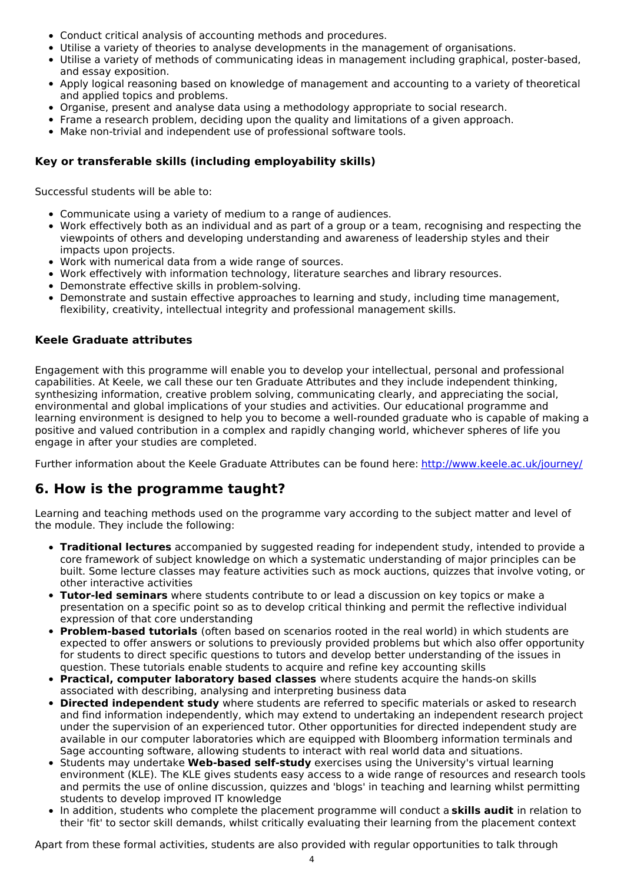- Conduct critical analysis of accounting methods and procedures.
- Utilise a variety of theories to analyse developments in the management of organisations.
- Utilise a variety of methods of communicating ideas in management including graphical, poster-based, and essay exposition.
- Apply logical reasoning based on knowledge of management and accounting to a variety of theoretical and applied topics and problems.
- Organise, present and analyse data using a methodology appropriate to social research.
- Frame a research problem, deciding upon the quality and limitations of a given approach.
- Make non-trivial and independent use of professional software tools.

### Key or transferable skills (including employability skills)

Successful students will be able to:

- Communicate using a variety of medium to a range of audiences.
- Work effectively both as an individual and as part of a group or a team, recognising and respecting the viewpoints of others and developing understanding and awareness of leadership styles and their impacts upon projects.
- Work with numerical data from a wide range of sources.
- Work effectively with information technology, literature searches and library resources.
- Demonstrate effective skills in problem-solving.
- Demonstrate and sustain effective approaches to learning and study, including time management, flexibility, creativity, intellectual integrity and professional management skills.

### Keele Graduate attributes

Engagement with this programme will enable you to develop your intellectual, personal and professional capabilities. At Keele, we call these our ten Graduate Attributes and they include independent thinking, synthesizing information, creative problem solving, communicating clearly, and appreciating the social, environmental and global implications of your studies and activities. Our educational programme and learning environment is designed to help you to become a well-rounded graduate who is capable of making a positive and valued contribution in a complex and rapidly changing world, whichever spheres of life you engage in after your studies are completed.

Further information about the Keele Graduate Attributes can be found here: http://www.keele.ac.uk/journey/

## 6. How is the programme taught?

Learning and teaching methods used on the programme vary according to the subject matter and level of the module. They include the following:

- **Traditional lectures** accompanied by suggested reading for independent study, intended to provide a core framework of subject knowledge on which a systematic understanding of major principles can be built. Some lecture classes may feature activities such as mock auctions, quizzes that involve voting, or other interactive activities
- **Tutor-led seminars** where students contribute to or lead a discussion on key topics or make a presentation on a specific point so as to develop critical thinking and permit the reflective individual expression of that core understanding
- **Problem-based tutorials** (often based on scenarios rooted in the real world) in which students are expected to offer answers or solutions to previously provided problems but which also offer opportunity for students to direct specific questions to tutors and develop better understanding of the issues in question. These tutorials enable students to acquire and refine key accounting skills
- **Practical, computer laboratory based classes** where students acquire the hands-on skills associated with describing, analysing and interpreting business data
- **Directed independent study** where students are referred to specific materials or asked to research and find information independently, which may extend to undertaking an independent research project under the supervision of an experienced tutor. Other opportunities for directed independent study are available in our computer laboratories which are equipped with Bloomberg information terminals and Sage accounting software, allowing students to interact with real world data and situations.
- Students may undertake **Web-based self-study** exercises using the University's virtual learning environment (KLE). The KLE gives students easy access to a wide range of resources and research tools and permits the use of online discussion, quizzes and 'blogs' in teaching and learning whilst permitting students to develop improved IT knowledge
- In addition, students who complete the placement programme will conduct a **skills audit** in relation to their 'fit' to sector skill demands, whilst critically evaluating their learning from the placement context

Apart from these formal activities, students are also provided with regular opportunities to talk through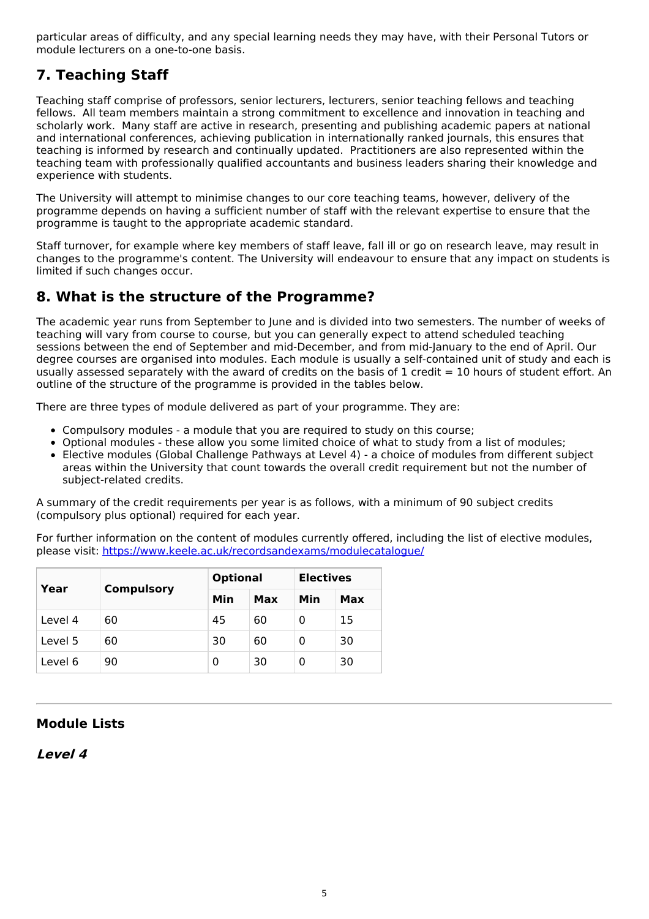particular areas of difficulty, and any special learning needs they may have, with their Personal Tutors or module lecturers on a one-to-one basis.

## 7. Teaching Staff

Teaching staff comprise of professors, senior lecturers, lecturers, senior teaching fellows and teaching fellows. All team members maintain a strong commitment to excellence and innovation in teaching and scholarly work. Many staff are active in research, presenting and publishing academic papers at national and international conferences, achieving publication in internationally ranked journals, this ensures that teaching is informed by research and continually updated. Practitioners are also represented within the teaching team with professionally qualified accountants and business leaders sharing their knowledge and experience with students.

The University will attempt to minimise changes to our core teaching teams, however, delivery of the programme depends on having a sufficient number of staff with the relevant expertise to ensure that the programme is taught to the appropriate academic standard.

Staff turnover, for example where key members of staff leave, fall ill or go on research leave, may result in changes to the programme's content. The University will endeavour to ensure that any impact on students is limited if such changes occur.

## 8. What is the structure of the Programme?

The academic year runs from September to June and is divided into two semesters. The number of weeks of teaching will vary from course to course, but you can generally expect to attend scheduled teaching sessions between the end of September and mid-December, and from mid-January to the end of April. Our degree courses are organised into modules. Each module is usually a self-contained unit of study and each is usually assessed separately with the award of credits on the basis of 1 credit = 10 hours of student effort. An outline of the structure of the programme is provided in the tables below.

There are three types of module delivered as part of your programme. They are:

- Compulsory modules - a module that you are required to study on this course;
- Optional modules - these allow you some limited choice of what to study from a list of modules;
- Elective modules (Global Challenge Pathways at Level 4) - a choice of modules from different subject areas within the University that count towards the overall credit requirement but not the number of subject-related credits.

A summary of the credit requirements per year is as follows, with a minimum of 90 subject credits (compulsory plus optional) required for each year.

For further information on the content of modules currently offered, including the list of elective modules, please visit: https://www.keele.ac.uk/recordsandexams/modulecatalogue/

| Year | Compulsory | Optional | | Electives | |
|---|---|---|---|---|---|
| | | Min | Max | Min | Max |
| Level 4 | 60 | 45 | 60 | 0 | 15 |
| Level 5 | 60 | 30 | 60 | 0 | 30 |
| Level 6 | 90 | 0 | 30 | 0 | 30 |

---

### Module Lists

#### *Level 4*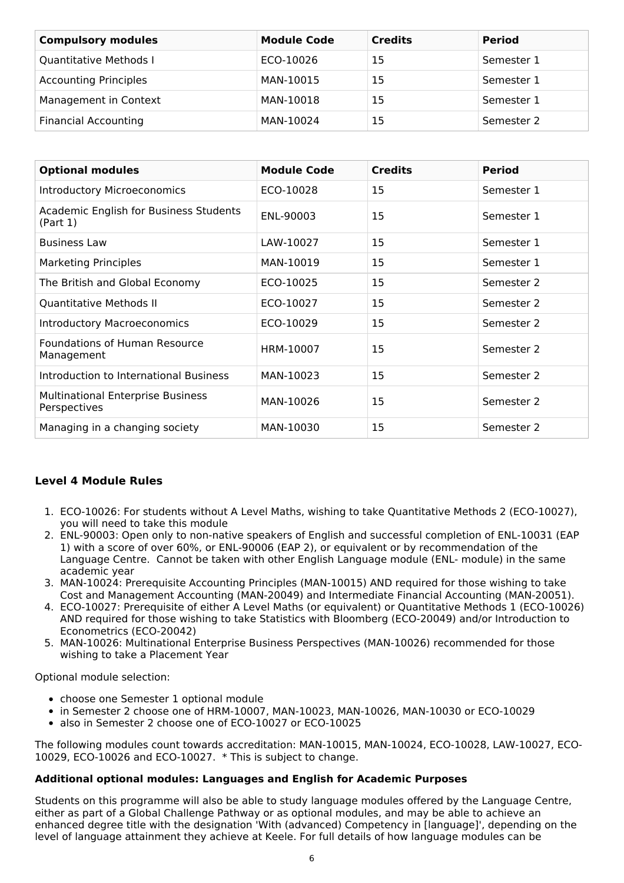| Compulsory modules | Module Code | Credits | Period |
|---|---|---|---|
| Quantitative Methods I | ECO-10026 | 15 | Semester 1 |
| Accounting Principles | MAN-10015 | 15 | Semester 1 |
| Management in Context | MAN-10018 | 15 | Semester 1 |
| Financial Accounting | MAN-10024 | 15 | Semester 2 |

| Optional modules | Module Code | Credits | Period |
|---|---|---|---|
| Introductory Microeconomics | ECO-10028 | 15 | Semester 1 |
| Academic English for Business Students (Part 1) | ENL-90003 | 15 | Semester 1 |
| Business Law | LAW-10027 | 15 | Semester 1 |
| Marketing Principles | MAN-10019 | 15 | Semester 1 |
| The British and Global Economy | ECO-10025 | 15 | Semester 2 |
| Quantitative Methods II | ECO-10027 | 15 | Semester 2 |
| Introductory Macroeconomics | ECO-10029 | 15 | Semester 2 |
| Foundations of Human Resource Management | HRM-10007 | 15 | Semester 2 |
| Introduction to International Business | MAN-10023 | 15 | Semester 2 |
| Multinational Enterprise Business Perspectives | MAN-10026 | 15 | Semester 2 |
| Managing in a changing society | MAN-10030 | 15 | Semester 2 |

### Level 4 Module Rules

1. ECO-10026: For students without A Level Maths, wishing to take Quantitative Methods 2 (ECO-10027), you will need to take this module
2. ENL-90003: Open only to non-native speakers of English and successful completion of ENL-10031 (EAP 1) with a score of over 60%, or ENL-90006 (EAP 2), or equivalent or by recommendation of the Language Centre. Cannot be taken with other English Language module (ENL- module) in the same academic year
3. MAN-10024: Prerequisite Accounting Principles (MAN-10015) AND required for those wishing to take Cost and Management Accounting (MAN-20049) and Intermediate Financial Accounting (MAN-20051).
4. ECO-10027: Prerequisite of either A Level Maths (or equivalent) or Quantitative Methods 1 (ECO-10026) AND required for those wishing to take Statistics with Bloomberg (ECO-20049) and/or Introduction to Econometrics (ECO-20042)
5. MAN-10026: Multinational Enterprise Business Perspectives (MAN-10026) recommended for those wishing to take a Placement Year

Optional module selection:

- choose one Semester 1 optional module
- in Semester 2 choose one of HRM-10007, MAN-10023, MAN-10026, MAN-10030 or ECO-10029
- also in Semester 2 choose one of ECO-10027 or ECO-10025

The following modules count towards accreditation: MAN-10015, MAN-10024, ECO-10028, LAW-10027, ECO-10029, ECO-10026 and ECO-10027. * This is subject to change.

**Additional optional modules: Languages and English for Academic Purposes**

Students on this programme will also be able to study language modules offered by the Language Centre, either as part of a Global Challenge Pathway or as optional modules, and may be able to achieve an enhanced degree title with the designation 'With (advanced) Competency in [language]', depending on the level of language attainment they achieve at Keele. For full details of how language modules can be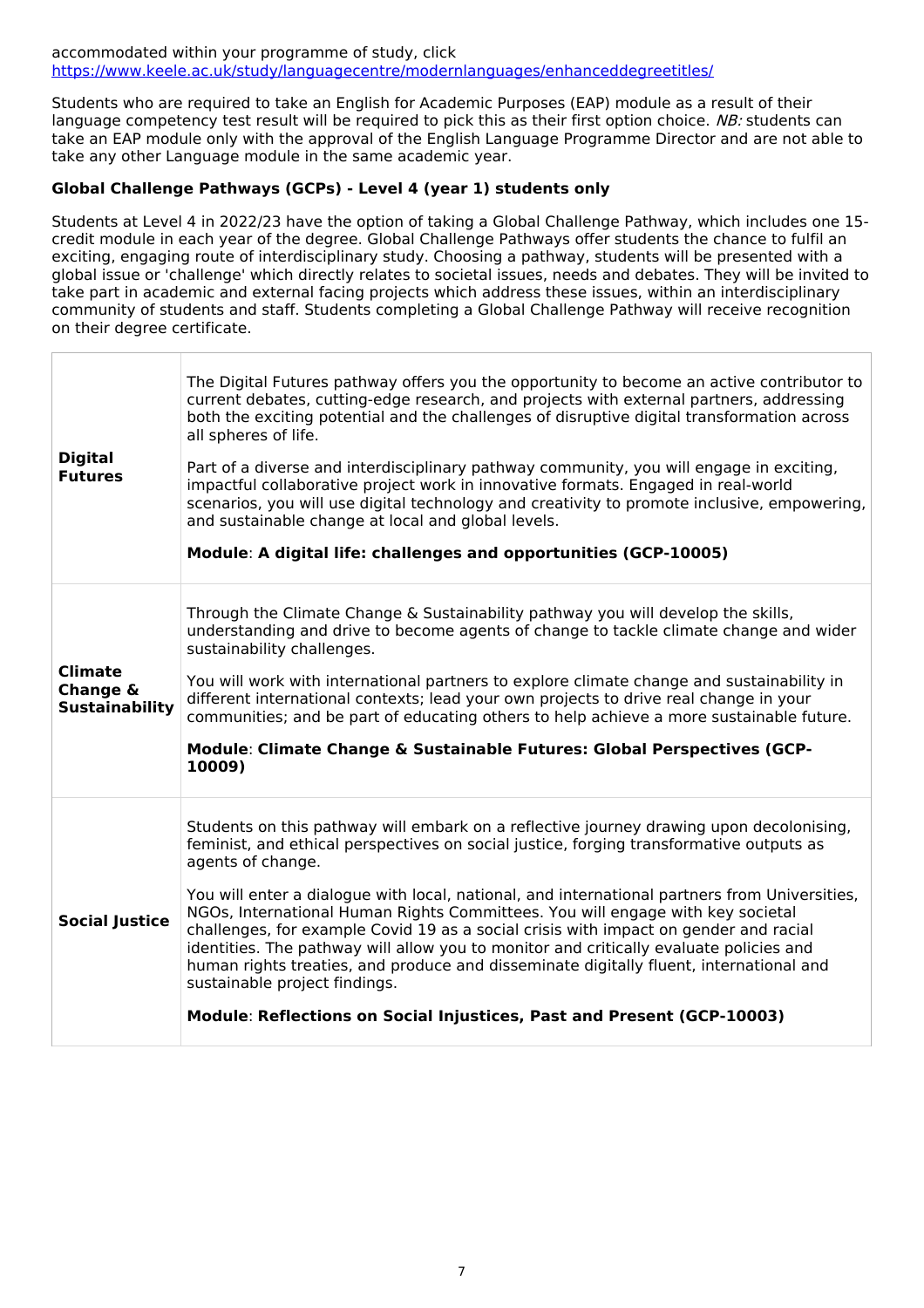accommodated within your programme of study, click https://www.keele.ac.uk/study/languagecentre/modernlanguages/enhanceddegreetitles/

Students who are required to take an English for Academic Purposes (EAP) module as a result of their language competency test result will be required to pick this as their first option choice. *NB:* students can take an EAP module only with the approval of the English Language Programme Director and are not able to take any other Language module in the same academic year.

**Global Challenge Pathways (GCPs) - Level 4 (year 1) students only**

Students at Level 4 in 2022/23 have the option of taking a Global Challenge Pathway, which includes one 15-credit module in each year of the degree. Global Challenge Pathways offer students the chance to fulfil an exciting, engaging route of interdisciplinary study. Choosing a pathway, students will be presented with a global issue or 'challenge' which directly relates to societal issues, needs and debates. They will be invited to take part in academic and external facing projects which address these issues, within an interdisciplinary community of students and staff. Students completing a Global Challenge Pathway will receive recognition on their degree certificate.

| | |
|---|---|
| **Digital Futures** | The Digital Futures pathway offers you the opportunity to become an active contributor to current debates, cutting-edge research, and projects with external partners, addressing both the exciting potential and the challenges of disruptive digital transformation across all spheres of life.<br><br>Part of a diverse and interdisciplinary pathway community, you will engage in exciting, impactful collaborative project work in innovative formats. Engaged in real-world scenarios, you will use digital technology and creativity to promote inclusive, empowering, and sustainable change at local and global levels.<br><br>**Module**: **A digital life: challenges and opportunities (GCP-10005)** |
| **Climate Change & Sustainability** | Through the Climate Change & Sustainability pathway you will develop the skills, understanding and drive to become agents of change to tackle climate change and wider sustainability challenges.<br><br>You will work with international partners to explore climate change and sustainability in different international contexts; lead your own projects to drive real change in your communities; and be part of educating others to help achieve a more sustainable future.<br><br>**Module**: **Climate Change & Sustainable Futures: Global Perspectives (GCP-10009)** |
| **Social Justice** | Students on this pathway will embark on a reflective journey drawing upon decolonising, feminist, and ethical perspectives on social justice, forging transformative outputs as agents of change.<br><br>You will enter a dialogue with local, national, and international partners from Universities, NGOs, International Human Rights Committees. You will engage with key societal challenges, for example Covid 19 as a social crisis with impact on gender and racial identities. The pathway will allow you to monitor and critically evaluate policies and human rights treaties, and produce and disseminate digitally fluent, international and sustainable project findings.<br><br>**Module**: **Reflections on Social Injustices, Past and Present (GCP-10003)** |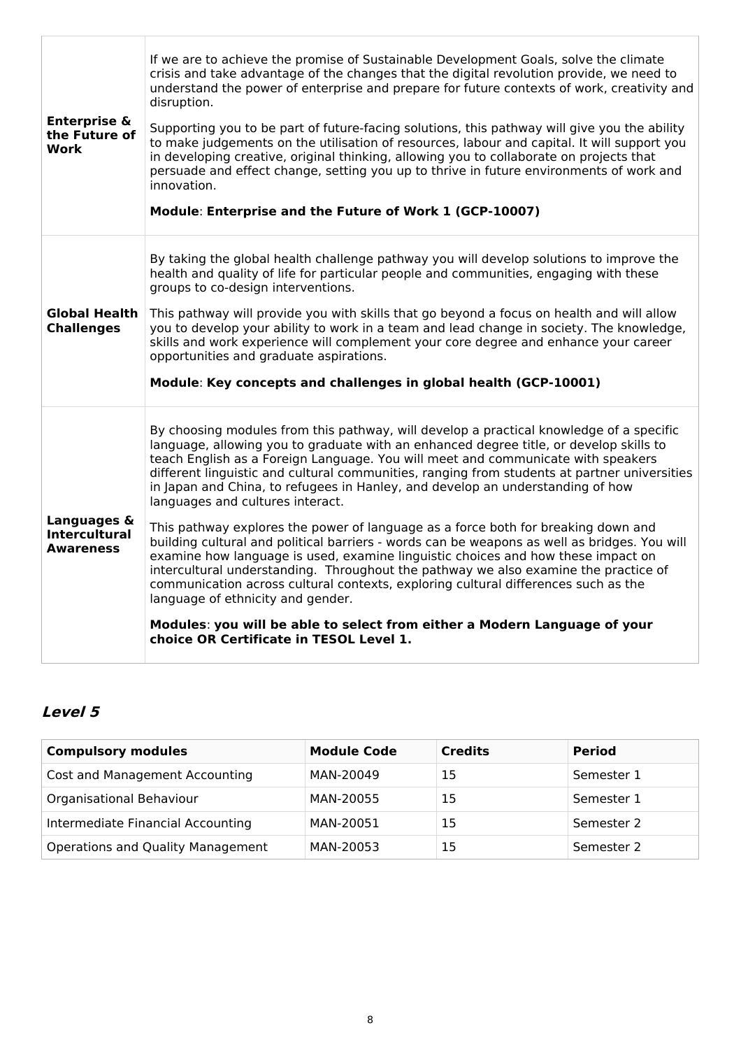| | |
|---|---|
| **Enterprise & the Future of Work** | If we are to achieve the promise of Sustainable Development Goals, solve the climate crisis and take advantage of the changes that the digital revolution provide, we need to understand the power of enterprise and prepare for future contexts of work, creativity and disruption.<br><br>Supporting you to be part of future-facing solutions, this pathway will give you the ability to make judgements on the utilisation of resources, labour and capital. It will support you in developing creative, original thinking, allowing you to collaborate on projects that persuade and effect change, setting you up to thrive in future environments of work and innovation.<br><br>**Module**: **Enterprise and the Future of Work 1 (GCP-10007)** |
| **Global Health Challenges** | By taking the global health challenge pathway you will develop solutions to improve the health and quality of life for particular people and communities, engaging with these groups to co-design interventions.<br><br>This pathway will provide you with skills that go beyond a focus on health and will allow you to develop your ability to work in a team and lead change in society. The knowledge, skills and work experience will complement your core degree and enhance your career opportunities and graduate aspirations.<br><br>**Module**: **Key concepts and challenges in global health (GCP-10001)** |
| **Languages & Intercultural Awareness** | By choosing modules from this pathway, will develop a practical knowledge of a specific language, allowing you to graduate with an enhanced degree title, or develop skills to teach English as a Foreign Language. You will meet and communicate with speakers different linguistic and cultural communities, ranging from students at partner universities in Japan and China, to refugees in Hanley, and develop an understanding of how languages and cultures interact.<br><br>This pathway explores the power of language as a force both for breaking down and building cultural and political barriers - words can be weapons as well as bridges. You will examine how language is used, examine linguistic choices and how these impact on intercultural understanding. Throughout the pathway we also examine the practice of communication across cultural contexts, exploring cultural differences such as the language of ethnicity and gender.<br><br>**Modules**: **you will be able to select from either a Modern Language of your choice OR Certificate in TESOL Level 1.** |

## *Level 5*

| Compulsory modules | Module Code | Credits | Period |
|---|---|---|---|
| Cost and Management Accounting | MAN-20049 | 15 | Semester 1 |
| Organisational Behaviour | MAN-20055 | 15 | Semester 1 |
| Intermediate Financial Accounting | MAN-20051 | 15 | Semester 2 |
| Operations and Quality Management | MAN-20053 | 15 | Semester 2 |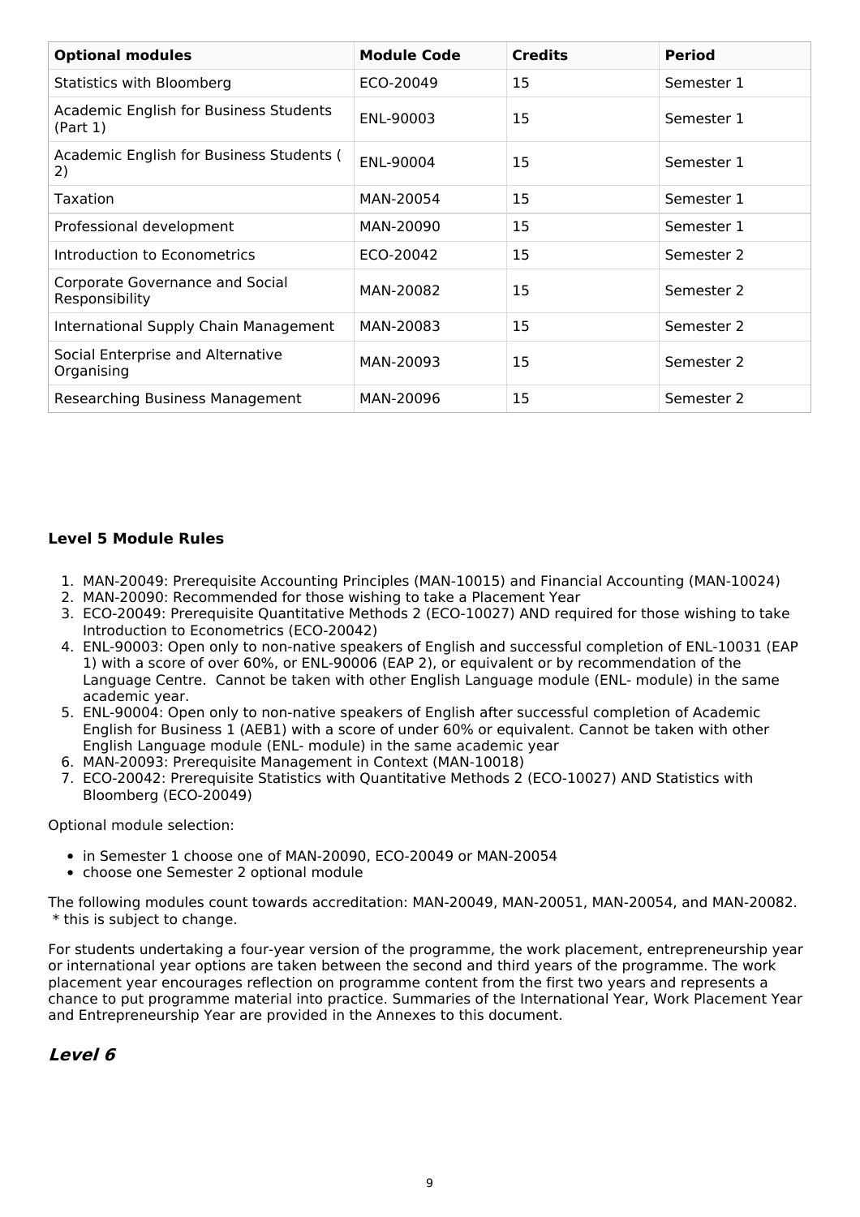| Optional modules | Module Code | Credits | Period |
|---|---|---|---|
| Statistics with Bloomberg | ECO-20049 | 15 | Semester 1 |
| Academic English for Business Students (Part 1) | ENL-90003 | 15 | Semester 1 |
| Academic English for Business Students ( 2) | ENL-90004 | 15 | Semester 1 |
| Taxation | MAN-20054 | 15 | Semester 1 |
| Professional development | MAN-20090 | 15 | Semester 1 |
| Introduction to Econometrics | ECO-20042 | 15 | Semester 2 |
| Corporate Governance and Social Responsibility | MAN-20082 | 15 | Semester 2 |
| International Supply Chain Management | MAN-20083 | 15 | Semester 2 |
| Social Enterprise and Alternative Organising | MAN-20093 | 15 | Semester 2 |
| Researching Business Management | MAN-20096 | 15 | Semester 2 |

**Level 5 Module Rules**

1. MAN-20049: Prerequisite Accounting Principles (MAN-10015) and Financial Accounting (MAN-10024)
2. MAN-20090: Recommended for those wishing to take a Placement Year
3. ECO-20049: Prerequisite Quantitative Methods 2 (ECO-10027) AND required for those wishing to take Introduction to Econometrics (ECO-20042)
4. ENL-90003: Open only to non-native speakers of English and successful completion of ENL-10031 (EAP 1) with a score of over 60%, or ENL-90006 (EAP 2), or equivalent or by recommendation of the Language Centre. Cannot be taken with other English Language module (ENL- module) in the same academic year.
5. ENL-90004: Open only to non-native speakers of English after successful completion of Academic English for Business 1 (AEB1) with a score of under 60% or equivalent. Cannot be taken with other English Language module (ENL- module) in the same academic year
6. MAN-20093: Prerequisite Management in Context (MAN-10018)
7. ECO-20042: Prerequisite Statistics with Quantitative Methods 2 (ECO-10027) AND Statistics with Bloomberg (ECO-20049)

Optional module selection:

- in Semester 1 choose one of MAN-20090, ECO-20049 or MAN-20054
- choose one Semester 2 optional module

The following modules count towards accreditation: MAN-20049, MAN-20051, MAN-20054, and MAN-20082. * this is subject to change.

For students undertaking a four-year version of the programme, the work placement, entrepreneurship year or international year options are taken between the second and third years of the programme. The work placement year encourages reflection on programme content from the first two years and represents a chance to put programme material into practice. Summaries of the International Year, Work Placement Year and Entrepreneurship Year are provided in the Annexes to this document.

## *Level 6*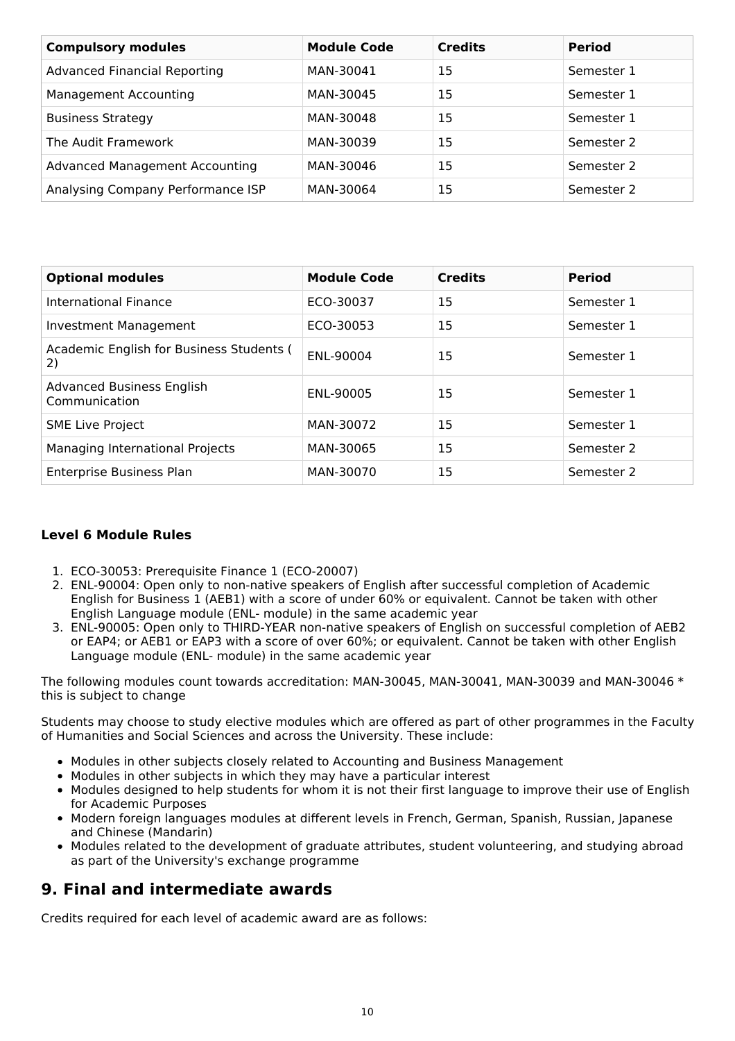| Compulsory modules | Module Code | Credits | Period |
| --- | --- | --- | --- |
| Advanced Financial Reporting | MAN-30041 | 15 | Semester 1 |
| Management Accounting | MAN-30045 | 15 | Semester 1 |
| Business Strategy | MAN-30048 | 15 | Semester 1 |
| The Audit Framework | MAN-30039 | 15 | Semester 2 |
| Advanced Management Accounting | MAN-30046 | 15 | Semester 2 |
| Analysing Company Performance ISP | MAN-30064 | 15 | Semester 2 |

| Optional modules | Module Code | Credits | Period |
| --- | --- | --- | --- |
| International Finance | ECO-30037 | 15 | Semester 1 |
| Investment Management | ECO-30053 | 15 | Semester 1 |
| Academic English for Business Students ( 2) | ENL-90004 | 15 | Semester 1 |
| Advanced Business English Communication | ENL-90005 | 15 | Semester 1 |
| SME Live Project | MAN-30072 | 15 | Semester 1 |
| Managing International Projects | MAN-30065 | 15 | Semester 2 |
| Enterprise Business Plan | MAN-30070 | 15 | Semester 2 |

**Level 6 Module Rules**

1. ECO-30053: Prerequisite Finance 1 (ECO-20007)
2. ENL-90004: Open only to non-native speakers of English after successful completion of Academic English for Business 1 (AEB1) with a score of under 60% or equivalent. Cannot be taken with other English Language module (ENL- module) in the same academic year
3. ENL-90005: Open only to THIRD-YEAR non-native speakers of English on successful completion of AEB2 or EAP4; or AEB1 or EAP3 with a score of over 60%; or equivalent. Cannot be taken with other English Language module (ENL- module) in the same academic year

The following modules count towards accreditation: MAN-30045, MAN-30041, MAN-30039 and MAN-30046 * this is subject to change

Students may choose to study elective modules which are offered as part of other programmes in the Faculty of Humanities and Social Sciences and across the University. These include:

- Modules in other subjects closely related to Accounting and Business Management
- Modules in other subjects in which they may have a particular interest
- Modules designed to help students for whom it is not their first language to improve their use of English for Academic Purposes
- Modern foreign languages modules at different levels in French, German, Spanish, Russian, Japanese and Chinese (Mandarin)
- Modules related to the development of graduate attributes, student volunteering, and studying abroad as part of the University's exchange programme

## 9. Final and intermediate awards

Credits required for each level of academic award are as follows: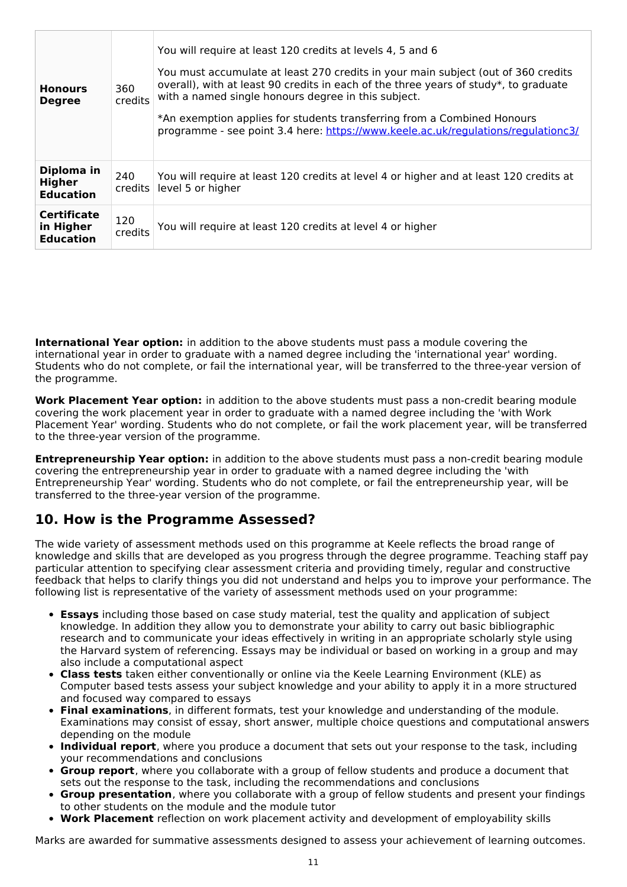| | | |
|---|---|---|
| **Honours Degree** | 360 credits | You will require at least 120 credits at levels 4, 5 and 6<br><br>You must accumulate at least 270 credits in your main subject (out of 360 credits overall), with at least 90 credits in each of the three years of study*, to graduate with a named single honours degree in this subject.<br><br>*An exemption applies for students transferring from a Combined Honours programme - see point 3.4 here: https://www.keele.ac.uk/regulations/regulationc3/ |
| **Diploma in Higher Education** | 240 credits | You will require at least 120 credits at level 4 or higher and at least 120 credits at level 5 or higher |
| **Certificate in Higher Education** | 120 credits | You will require at least 120 credits at level 4 or higher |

**International Year option:** in addition to the above students must pass a module covering the international year in order to graduate with a named degree including the 'international year' wording. Students who do not complete, or fail the international year, will be transferred to the three-year version of the programme.

**Work Placement Year option:** in addition to the above students must pass a non-credit bearing module covering the work placement year in order to graduate with a named degree including the 'with Work Placement Year' wording. Students who do not complete, or fail the work placement year, will be transferred to the three-year version of the programme.

**Entrepreneurship Year option:** in addition to the above students must pass a non-credit bearing module covering the entrepreneurship year in order to graduate with a named degree including the 'with Entrepreneurship Year' wording. Students who do not complete, or fail the entrepreneurship year, will be transferred to the three-year version of the programme.

## 10. How is the Programme Assessed?

The wide variety of assessment methods used on this programme at Keele reflects the broad range of knowledge and skills that are developed as you progress through the degree programme. Teaching staff pay particular attention to specifying clear assessment criteria and providing timely, regular and constructive feedback that helps to clarify things you did not understand and helps you to improve your performance. The following list is representative of the variety of assessment methods used on your programme:

- **Essays** including those based on case study material, test the quality and application of subject knowledge. In addition they allow you to demonstrate your ability to carry out basic bibliographic research and to communicate your ideas effectively in writing in an appropriate scholarly style using the Harvard system of referencing. Essays may be individual or based on working in a group and may also include a computational aspect
- **Class tests** taken either conventionally or online via the Keele Learning Environment (KLE) as Computer based tests assess your subject knowledge and your ability to apply it in a more structured and focused way compared to essays
- **Final examinations**, in different formats, test your knowledge and understanding of the module. Examinations may consist of essay, short answer, multiple choice questions and computational answers depending on the module
- **Individual report**, where you produce a document that sets out your response to the task, including your recommendations and conclusions
- **Group report**, where you collaborate with a group of fellow students and produce a document that sets out the response to the task, including the recommendations and conclusions
- **Group presentation**, where you collaborate with a group of fellow students and present your findings to other students on the module and the module tutor
- **Work Placement** reflection on work placement activity and development of employability skills

Marks are awarded for summative assessments designed to assess your achievement of learning outcomes.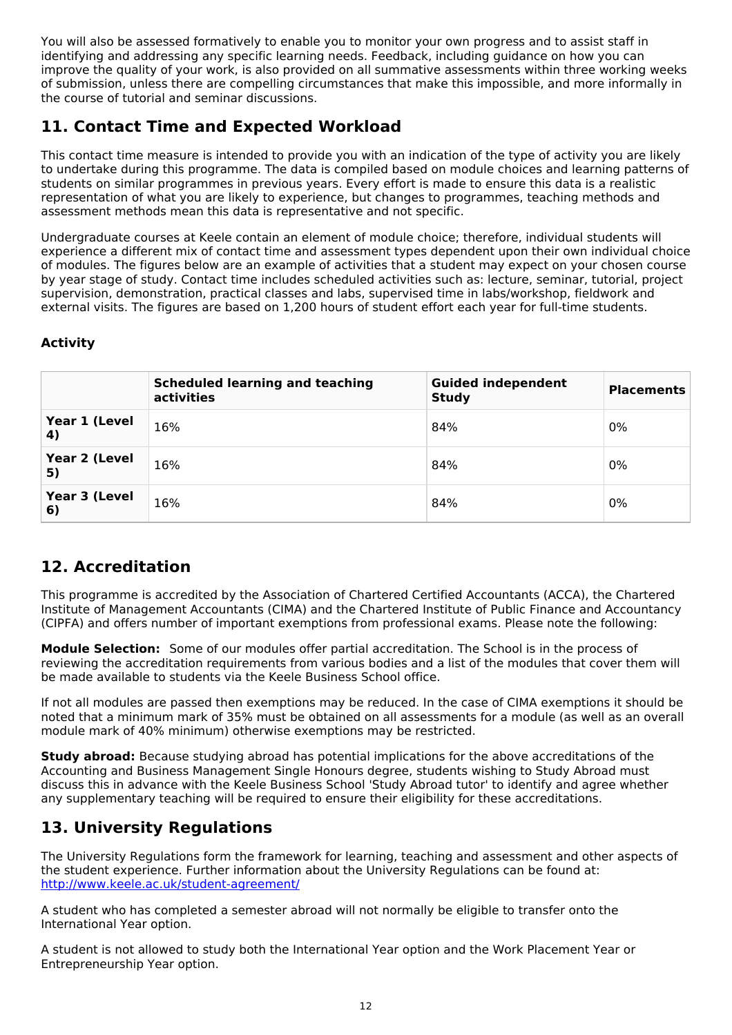You will also be assessed formatively to enable you to monitor your own progress and to assist staff in identifying and addressing any specific learning needs. Feedback, including guidance on how you can improve the quality of your work, is also provided on all summative assessments within three working weeks of submission, unless there are compelling circumstances that make this impossible, and more informally in the course of tutorial and seminar discussions.

## 11. Contact Time and Expected Workload

This contact time measure is intended to provide you with an indication of the type of activity you are likely to undertake during this programme. The data is compiled based on module choices and learning patterns of students on similar programmes in previous years. Every effort is made to ensure this data is a realistic representation of what you are likely to experience, but changes to programmes, teaching methods and assessment methods mean this data is representative and not specific.

Undergraduate courses at Keele contain an element of module choice; therefore, individual students will experience a different mix of contact time and assessment types dependent upon their own individual choice of modules. The figures below are an example of activities that a student may expect on your chosen course by year stage of study. Contact time includes scheduled activities such as: lecture, seminar, tutorial, project supervision, demonstration, practical classes and labs, supervised time in labs/workshop, fieldwork and external visits. The figures are based on 1,200 hours of student effort each year for full-time students.

### Activity

| | Scheduled learning and teaching activities | Guided independent Study | Placements |
|---|---|---|---|
| **Year 1 (Level 4)** | 16% | 84% | 0% |
| **Year 2 (Level 5)** | 16% | 84% | 0% |
| **Year 3 (Level 6)** | 16% | 84% | 0% |

## 12. Accreditation

This programme is accredited by the Association of Chartered Certified Accountants (ACCA), the Chartered Institute of Management Accountants (CIMA) and the Chartered Institute of Public Finance and Accountancy (CIPFA) and offers number of important exemptions from professional exams. Please note the following:

**Module Selection:** Some of our modules offer partial accreditation. The School is in the process of reviewing the accreditation requirements from various bodies and a list of the modules that cover them will be made available to students via the Keele Business School office.

If not all modules are passed then exemptions may be reduced. In the case of CIMA exemptions it should be noted that a minimum mark of 35% must be obtained on all assessments for a module (as well as an overall module mark of 40% minimum) otherwise exemptions may be restricted.

**Study abroad:** Because studying abroad has potential implications for the above accreditations of the Accounting and Business Management Single Honours degree, students wishing to Study Abroad must discuss this in advance with the Keele Business School 'Study Abroad tutor' to identify and agree whether any supplementary teaching will be required to ensure their eligibility for these accreditations.

## 13. University Regulations

The University Regulations form the framework for learning, teaching and assessment and other aspects of the student experience. Further information about the University Regulations can be found at: [http://www.keele.ac.uk/student-agreement/](http://www.keele.ac.uk/student-agreement/)

A student who has completed a semester abroad will not normally be eligible to transfer onto the International Year option.

A student is not allowed to study both the International Year option and the Work Placement Year or Entrepreneurship Year option.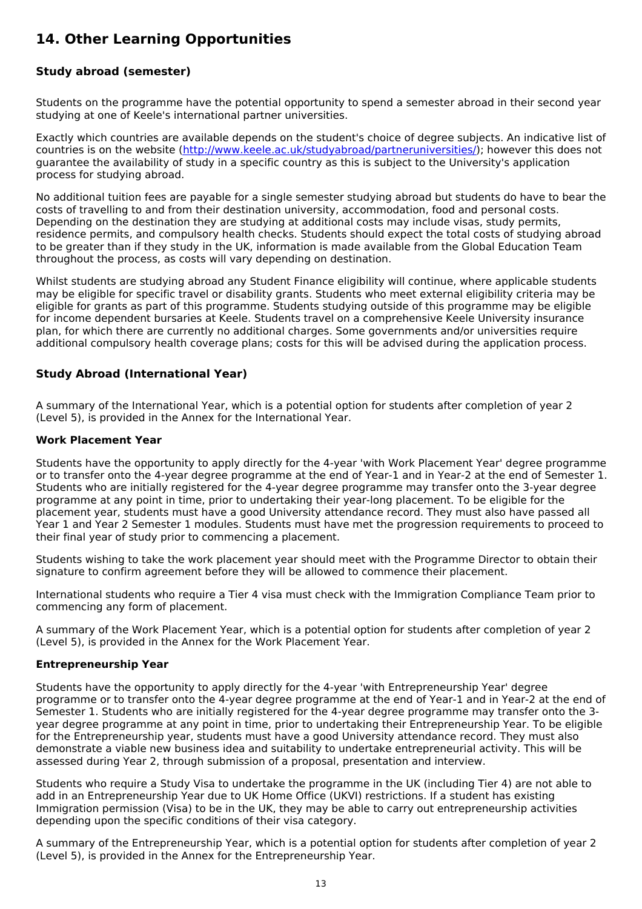## 14. Other Learning Opportunities

### Study abroad (semester)

Students on the programme have the potential opportunity to spend a semester abroad in their second year studying at one of Keele's international partner universities.

Exactly which countries are available depends on the student's choice of degree subjects. An indicative list of countries is on the website (http://www.keele.ac.uk/studyabroad/partneruniversities/); however this does not guarantee the availability of study in a specific country as this is subject to the University's application process for studying abroad.

No additional tuition fees are payable for a single semester studying abroad but students do have to bear the costs of travelling to and from their destination university, accommodation, food and personal costs. Depending on the destination they are studying at additional costs may include visas, study permits, residence permits, and compulsory health checks. Students should expect the total costs of studying abroad to be greater than if they study in the UK, information is made available from the Global Education Team throughout the process, as costs will vary depending on destination.

Whilst students are studying abroad any Student Finance eligibility will continue, where applicable students may be eligible for specific travel or disability grants. Students who meet external eligibility criteria may be eligible for grants as part of this programme. Students studying outside of this programme may be eligible for income dependent bursaries at Keele. Students travel on a comprehensive Keele University insurance plan, for which there are currently no additional charges. Some governments and/or universities require additional compulsory health coverage plans; costs for this will be advised during the application process.

### Study Abroad (International Year)

A summary of the International Year, which is a potential option for students after completion of year 2 (Level 5), is provided in the Annex for the International Year.

#### Work Placement Year

Students have the opportunity to apply directly for the 4-year 'with Work Placement Year' degree programme or to transfer onto the 4-year degree programme at the end of Year-1 and in Year-2 at the end of Semester 1. Students who are initially registered for the 4-year degree programme may transfer onto the 3-year degree programme at any point in time, prior to undertaking their year-long placement. To be eligible for the placement year, students must have a good University attendance record. They must also have passed all Year 1 and Year 2 Semester 1 modules. Students must have met the progression requirements to proceed to their final year of study prior to commencing a placement.

Students wishing to take the work placement year should meet with the Programme Director to obtain their signature to confirm agreement before they will be allowed to commence their placement.

International students who require a Tier 4 visa must check with the Immigration Compliance Team prior to commencing any form of placement.

A summary of the Work Placement Year, which is a potential option for students after completion of year 2 (Level 5), is provided in the Annex for the Work Placement Year.

#### Entrepreneurship Year

Students have the opportunity to apply directly for the 4-year 'with Entrepreneurship Year' degree programme or to transfer onto the 4-year degree programme at the end of Year-1 and in Year-2 at the end of Semester 1. Students who are initially registered for the 4-year degree programme may transfer onto the 3-year degree programme at any point in time, prior to undertaking their Entrepreneurship Year. To be eligible for the Entrepreneurship year, students must have a good University attendance record. They must also demonstrate a viable new business idea and suitability to undertake entrepreneurial activity. This will be assessed during Year 2, through submission of a proposal, presentation and interview.

Students who require a Study Visa to undertake the programme in the UK (including Tier 4) are not able to add in an Entrepreneurship Year due to UK Home Office (UKVI) restrictions. If a student has existing Immigration permission (Visa) to be in the UK, they may be able to carry out entrepreneurship activities depending upon the specific conditions of their visa category.

A summary of the Entrepreneurship Year, which is a potential option for students after completion of year 2 (Level 5), is provided in the Annex for the Entrepreneurship Year.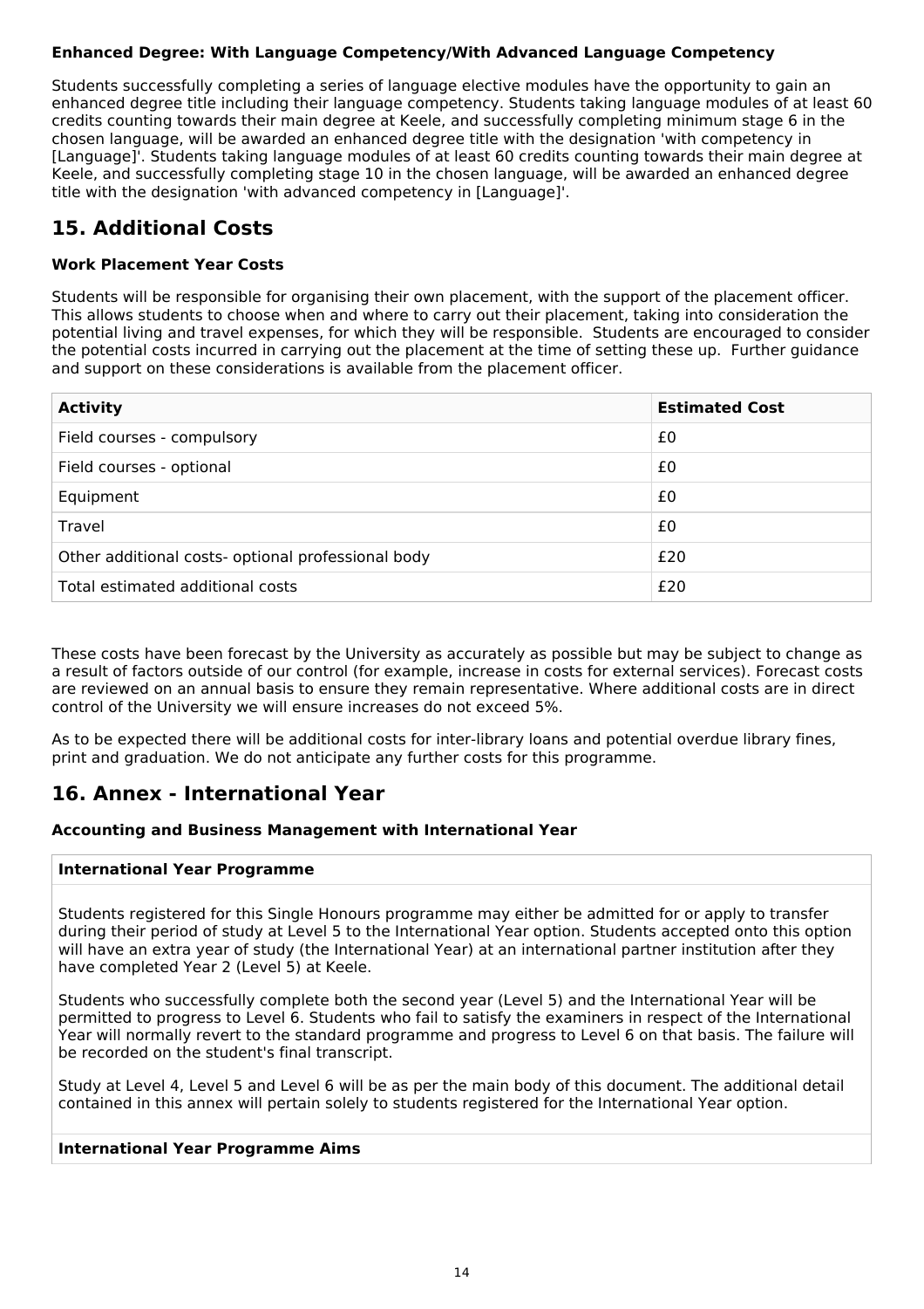**Enhanced Degree: With Language Competency/With Advanced Language Competency**

Students successfully completing a series of language elective modules have the opportunity to gain an enhanced degree title including their language competency. Students taking language modules of at least 60 credits counting towards their main degree at Keele, and successfully completing minimum stage 6 in the chosen language, will be awarded an enhanced degree title with the designation 'with competency in [Language]'. Students taking language modules of at least 60 credits counting towards their main degree at Keele, and successfully completing stage 10 in the chosen language, will be awarded an enhanced degree title with the designation 'with advanced competency in [Language]'.

## 15. Additional Costs

**Work Placement Year Costs**

Students will be responsible for organising their own placement, with the support of the placement officer. This allows students to choose when and where to carry out their placement, taking into consideration the potential living and travel expenses, for which they will be responsible. Students are encouraged to consider the potential costs incurred in carrying out the placement at the time of setting these up. Further guidance and support on these considerations is available from the placement officer.

| Activity | Estimated Cost |
| --- | --- |
| Field courses - compulsory | £0 |
| Field courses - optional | £0 |
| Equipment | £0 |
| Travel | £0 |
| Other additional costs- optional professional body | £20 |
| Total estimated additional costs | £20 |

These costs have been forecast by the University as accurately as possible but may be subject to change as a result of factors outside of our control (for example, increase in costs for external services). Forecast costs are reviewed on an annual basis to ensure they remain representative. Where additional costs are in direct control of the University we will ensure increases do not exceed 5%.

As to be expected there will be additional costs for inter-library loans and potential overdue library fines, print and graduation. We do not anticipate any further costs for this programme.

## 16. Annex - International Year

**Accounting and Business Management with International Year**

**International Year Programme**

Students registered for this Single Honours programme may either be admitted for or apply to transfer during their period of study at Level 5 to the International Year option. Students accepted onto this option will have an extra year of study (the International Year) at an international partner institution after they have completed Year 2 (Level 5) at Keele.

Students who successfully complete both the second year (Level 5) and the International Year will be permitted to progress to Level 6. Students who fail to satisfy the examiners in respect of the International Year will normally revert to the standard programme and progress to Level 6 on that basis. The failure will be recorded on the student's final transcript.

Study at Level 4, Level 5 and Level 6 will be as per the main body of this document. The additional detail contained in this annex will pertain solely to students registered for the International Year option.

**International Year Programme Aims**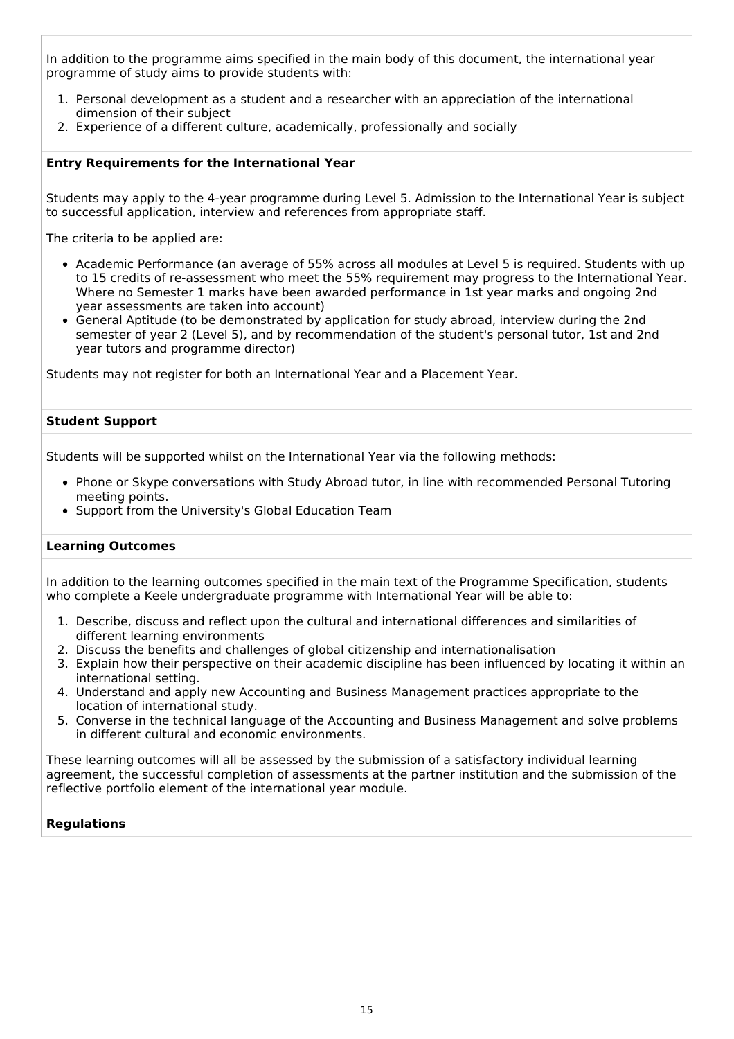In addition to the programme aims specified in the main body of this document, the international year programme of study aims to provide students with:

1. Personal development as a student and a researcher with an appreciation of the international dimension of their subject
2. Experience of a different culture, academically, professionally and socially

**Entry Requirements for the International Year**

Students may apply to the 4-year programme during Level 5. Admission to the International Year is subject to successful application, interview and references from appropriate staff.

The criteria to be applied are:

- Academic Performance (an average of 55% across all modules at Level 5 is required. Students with up to 15 credits of re-assessment who meet the 55% requirement may progress to the International Year. Where no Semester 1 marks have been awarded performance in 1st year marks and ongoing 2nd year assessments are taken into account)
- General Aptitude (to be demonstrated by application for study abroad, interview during the 2nd semester of year 2 (Level 5), and by recommendation of the student's personal tutor, 1st and 2nd year tutors and programme director)

Students may not register for both an International Year and a Placement Year.

**Student Support**

Students will be supported whilst on the International Year via the following methods:

- Phone or Skype conversations with Study Abroad tutor, in line with recommended Personal Tutoring meeting points.
- Support from the University's Global Education Team

**Learning Outcomes**

In addition to the learning outcomes specified in the main text of the Programme Specification, students who complete a Keele undergraduate programme with International Year will be able to:

1. Describe, discuss and reflect upon the cultural and international differences and similarities of different learning environments
2. Discuss the benefits and challenges of global citizenship and internationalisation
3. Explain how their perspective on their academic discipline has been influenced by locating it within an international setting.
4. Understand and apply new Accounting and Business Management practices appropriate to the location of international study.
5. Converse in the technical language of the Accounting and Business Management and solve problems in different cultural and economic environments.

These learning outcomes will all be assessed by the submission of a satisfactory individual learning agreement, the successful completion of assessments at the partner institution and the submission of the reflective portfolio element of the international year module.

**Regulations**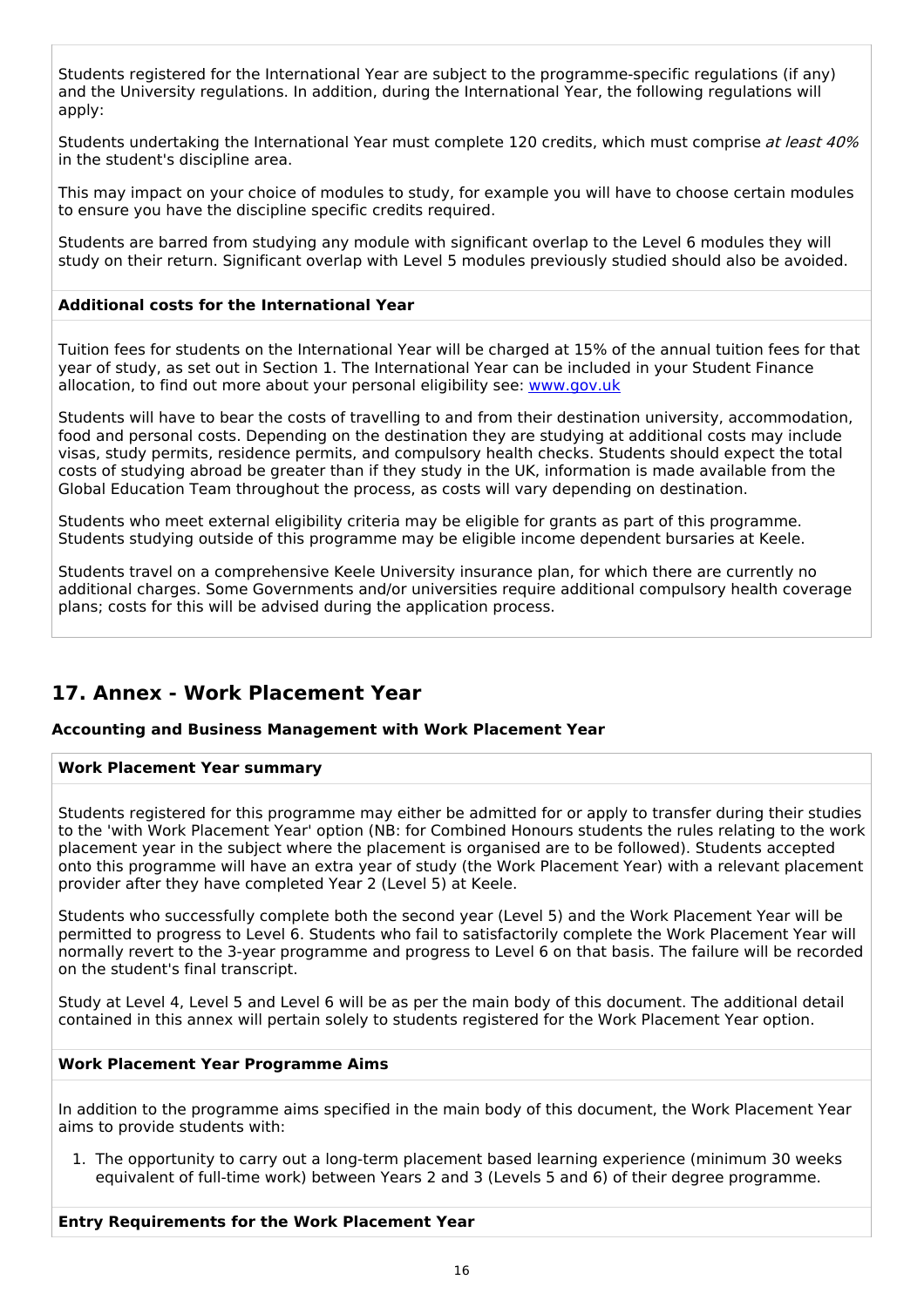Students registered for the International Year are subject to the programme-specific regulations (if any) and the University regulations. In addition, during the International Year, the following regulations will apply:

Students undertaking the International Year must complete 120 credits, which must comprise *at least 40%* in the student's discipline area.

This may impact on your choice of modules to study, for example you will have to choose certain modules to ensure you have the discipline specific credits required.

Students are barred from studying any module with significant overlap to the Level 6 modules they will study on their return. Significant overlap with Level 5 modules previously studied should also be avoided.

**Additional costs for the International Year**

Tuition fees for students on the International Year will be charged at 15% of the annual tuition fees for that year of study, as set out in Section 1. The International Year can be included in your Student Finance allocation, to find out more about your personal eligibility see: [www.gov.uk](www.gov.uk)

Students will have to bear the costs of travelling to and from their destination university, accommodation, food and personal costs. Depending on the destination they are studying at additional costs may include visas, study permits, residence permits, and compulsory health checks. Students should expect the total costs of studying abroad be greater than if they study in the UK, information is made available from the Global Education Team throughout the process, as costs will vary depending on destination.

Students who meet external eligibility criteria may be eligible for grants as part of this programme. Students studying outside of this programme may be eligible income dependent bursaries at Keele.

Students travel on a comprehensive Keele University insurance plan, for which there are currently no additional charges. Some Governments and/or universities require additional compulsory health coverage plans; costs for this will be advised during the application process.

## 17. Annex - Work Placement Year

**Accounting and Business Management with Work Placement Year**

**Work Placement Year summary**

Students registered for this programme may either be admitted for or apply to transfer during their studies to the 'with Work Placement Year' option (NB: for Combined Honours students the rules relating to the work placement year in the subject where the placement is organised are to be followed). Students accepted onto this programme will have an extra year of study (the Work Placement Year) with a relevant placement provider after they have completed Year 2 (Level 5) at Keele.

Students who successfully complete both the second year (Level 5) and the Work Placement Year will be permitted to progress to Level 6. Students who fail to satisfactorily complete the Work Placement Year will normally revert to the 3-year programme and progress to Level 6 on that basis. The failure will be recorded on the student's final transcript.

Study at Level 4, Level 5 and Level 6 will be as per the main body of this document. The additional detail contained in this annex will pertain solely to students registered for the Work Placement Year option.

**Work Placement Year Programme Aims**

In addition to the programme aims specified in the main body of this document, the Work Placement Year aims to provide students with:

1. The opportunity to carry out a long-term placement based learning experience (minimum 30 weeks equivalent of full-time work) between Years 2 and 3 (Levels 5 and 6) of their degree programme.

**Entry Requirements for the Work Placement Year**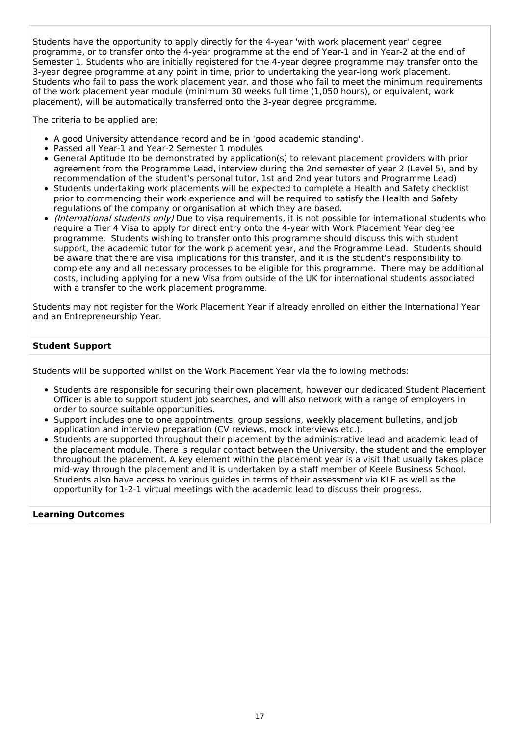Students have the opportunity to apply directly for the 4-year 'with work placement year' degree programme, or to transfer onto the 4-year programme at the end of Year-1 and in Year-2 at the end of Semester 1. Students who are initially registered for the 4-year degree programme may transfer onto the 3-year degree programme at any point in time, prior to undertaking the year-long work placement. Students who fail to pass the work placement year, and those who fail to meet the minimum requirements of the work placement year module (minimum 30 weeks full time (1,050 hours), or equivalent, work placement), will be automatically transferred onto the 3-year degree programme.

The criteria to be applied are:

- A good University attendance record and be in 'good academic standing'.
- Passed all Year-1 and Year-2 Semester 1 modules
- General Aptitude (to be demonstrated by application(s) to relevant placement providers with prior agreement from the Programme Lead, interview during the 2nd semester of year 2 (Level 5), and by recommendation of the student's personal tutor, 1st and 2nd year tutors and Programme Lead)
- Students undertaking work placements will be expected to complete a Health and Safety checklist prior to commencing their work experience and will be required to satisfy the Health and Safety regulations of the company or organisation at which they are based.
- *(International students only)* Due to visa requirements, it is not possible for international students who require a Tier 4 Visa to apply for direct entry onto the 4-year with Work Placement Year degree programme. Students wishing to transfer onto this programme should discuss this with student support, the academic tutor for the work placement year, and the Programme Lead. Students should be aware that there are visa implications for this transfer, and it is the student's responsibility to complete any and all necessary processes to be eligible for this programme. There may be additional costs, including applying for a new Visa from outside of the UK for international students associated with a transfer to the work placement programme.

Students may not register for the Work Placement Year if already enrolled on either the International Year and an Entrepreneurship Year.

**Student Support**

Students will be supported whilst on the Work Placement Year via the following methods:

- Students are responsible for securing their own placement, however our dedicated Student Placement Officer is able to support student job searches, and will also network with a range of employers in order to source suitable opportunities.
- Support includes one to one appointments, group sessions, weekly placement bulletins, and job application and interview preparation (CV reviews, mock interviews etc.).
- Students are supported throughout their placement by the administrative lead and academic lead of the placement module. There is regular contact between the University, the student and the employer throughout the placement. A key element within the placement year is a visit that usually takes place mid-way through the placement and it is undertaken by a staff member of Keele Business School. Students also have access to various guides in terms of their assessment via KLE as well as the opportunity for 1-2-1 virtual meetings with the academic lead to discuss their progress.

**Learning Outcomes**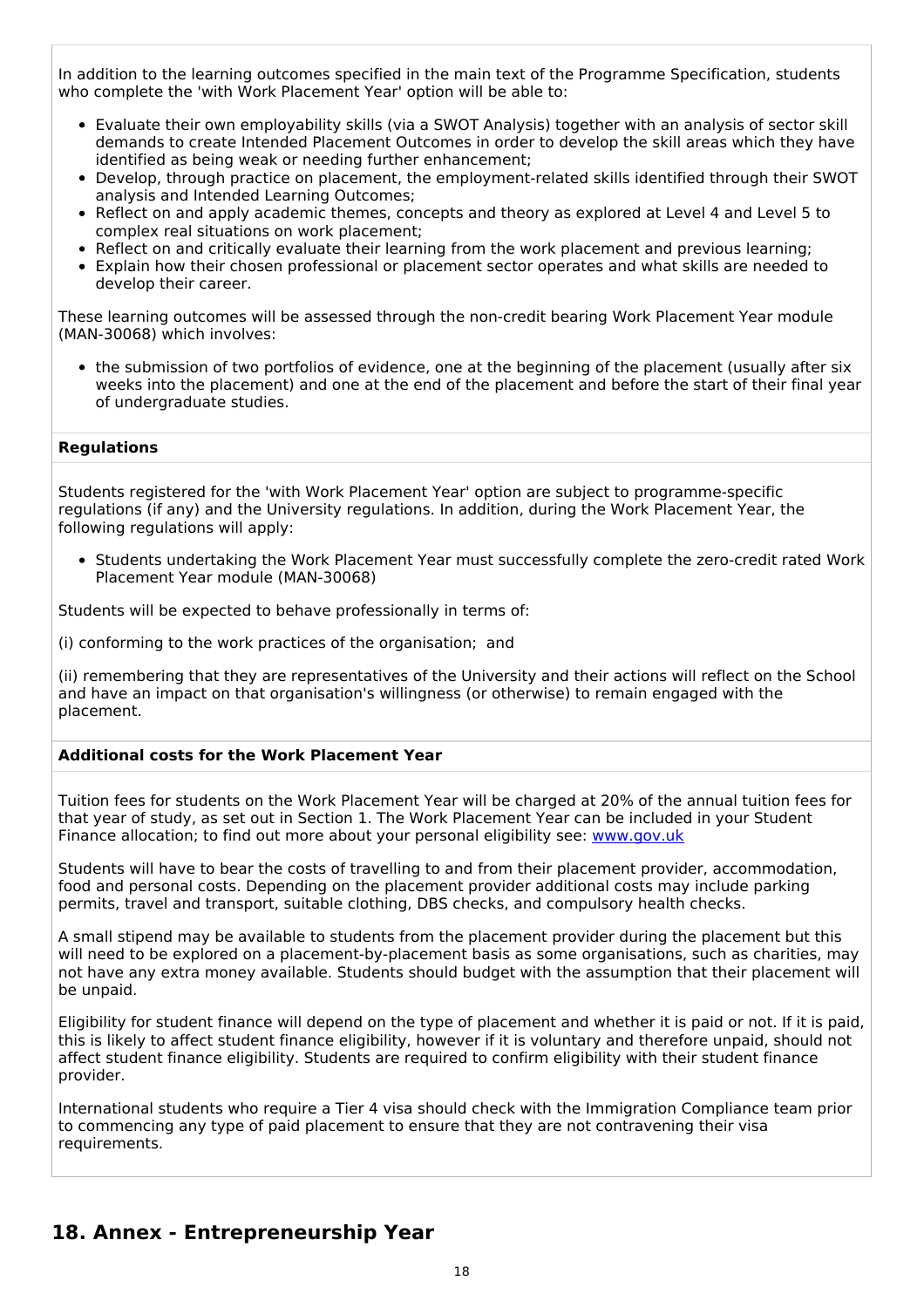In addition to the learning outcomes specified in the main text of the Programme Specification, students who complete the 'with Work Placement Year' option will be able to:

- Evaluate their own employability skills (via a SWOT Analysis) together with an analysis of sector skill demands to create Intended Placement Outcomes in order to develop the skill areas which they have identified as being weak or needing further enhancement;
- Develop, through practice on placement, the employment-related skills identified through their SWOT analysis and Intended Learning Outcomes;
- Reflect on and apply academic themes, concepts and theory as explored at Level 4 and Level 5 to complex real situations on work placement;
- Reflect on and critically evaluate their learning from the work placement and previous learning;
- Explain how their chosen professional or placement sector operates and what skills are needed to develop their career.

These learning outcomes will be assessed through the non-credit bearing Work Placement Year module (MAN-30068) which involves:

- the submission of two portfolios of evidence, one at the beginning of the placement (usually after six weeks into the placement) and one at the end of the placement and before the start of their final year of undergraduate studies.

**Regulations**

Students registered for the 'with Work Placement Year' option are subject to programme-specific regulations (if any) and the University regulations. In addition, during the Work Placement Year, the following regulations will apply:

- Students undertaking the Work Placement Year must successfully complete the zero-credit rated Work Placement Year module (MAN-30068)

Students will be expected to behave professionally in terms of:

(i) conforming to the work practices of the organisation;  and

(ii) remembering that they are representatives of the University and their actions will reflect on the School and have an impact on that organisation's willingness (or otherwise) to remain engaged with the placement.

**Additional costs for the Work Placement Year**

Tuition fees for students on the Work Placement Year will be charged at 20% of the annual tuition fees for that year of study, as set out in Section 1. The Work Placement Year can be included in your Student Finance allocation; to find out more about your personal eligibility see: [www.gov.uk](www.gov.uk)

Students will have to bear the costs of travelling to and from their placement provider, accommodation, food and personal costs. Depending on the placement provider additional costs may include parking permits, travel and transport, suitable clothing, DBS checks, and compulsory health checks.

A small stipend may be available to students from the placement provider during the placement but this will need to be explored on a placement-by-placement basis as some organisations, such as charities, may not have any extra money available. Students should budget with the assumption that their placement will be unpaid.

Eligibility for student finance will depend on the type of placement and whether it is paid or not. If it is paid, this is likely to affect student finance eligibility, however if it is voluntary and therefore unpaid, should not affect student finance eligibility. Students are required to confirm eligibility with their student finance provider.

International students who require a Tier 4 visa should check with the Immigration Compliance team prior to commencing any type of paid placement to ensure that they are not contravening their visa requirements.

## 18. Annex - Entrepreneurship Year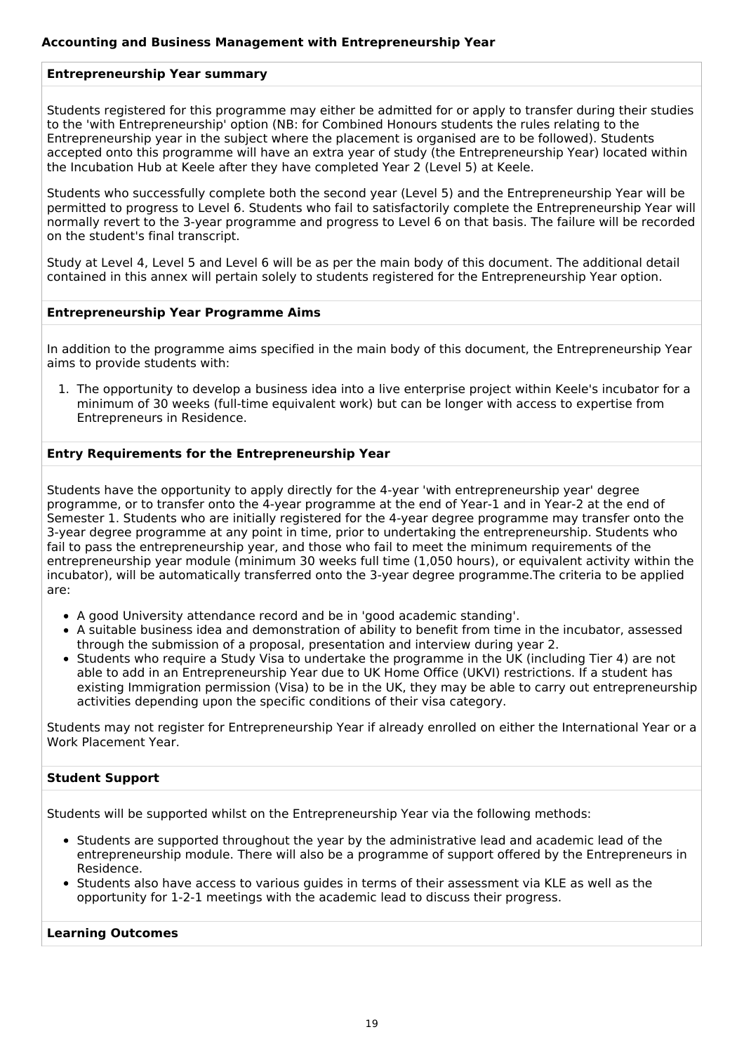### Accounting and Business Management with Entrepreneurship Year

#### Entrepreneurship Year summary

Students registered for this programme may either be admitted for or apply to transfer during their studies to the 'with Entrepreneurship' option (NB: for Combined Honours students the rules relating to the Entrepreneurship year in the subject where the placement is organised are to be followed). Students accepted onto this programme will have an extra year of study (the Entrepreneurship Year) located within the Incubation Hub at Keele after they have completed Year 2 (Level 5) at Keele.

Students who successfully complete both the second year (Level 5) and the Entrepreneurship Year will be permitted to progress to Level 6. Students who fail to satisfactorily complete the Entrepreneurship Year will normally revert to the 3-year programme and progress to Level 6 on that basis. The failure will be recorded on the student's final transcript.

Study at Level 4, Level 5 and Level 6 will be as per the main body of this document. The additional detail contained in this annex will pertain solely to students registered for the Entrepreneurship Year option.

#### Entrepreneurship Year Programme Aims

In addition to the programme aims specified in the main body of this document, the Entrepreneurship Year aims to provide students with:

1. The opportunity to develop a business idea into a live enterprise project within Keele's incubator for a minimum of 30 weeks (full-time equivalent work) but can be longer with access to expertise from Entrepreneurs in Residence.

#### Entry Requirements for the Entrepreneurship Year

Students have the opportunity to apply directly for the 4-year 'with entrepreneurship year' degree programme, or to transfer onto the 4-year programme at the end of Year-1 and in Year-2 at the end of Semester 1. Students who are initially registered for the 4-year degree programme may transfer onto the 3-year degree programme at any point in time, prior to undertaking the entrepreneurship. Students who fail to pass the entrepreneurship year, and those who fail to meet the minimum requirements of the entrepreneurship year module (minimum 30 weeks full time (1,050 hours), or equivalent activity within the incubator), will be automatically transferred onto the 3-year degree programme.The criteria to be applied are:

- A good University attendance record and be in 'good academic standing'.
- A suitable business idea and demonstration of ability to benefit from time in the incubator, assessed through the submission of a proposal, presentation and interview during year 2.
- Students who require a Study Visa to undertake the programme in the UK (including Tier 4) are not able to add in an Entrepreneurship Year due to UK Home Office (UKVI) restrictions. If a student has existing Immigration permission (Visa) to be in the UK, they may be able to carry out entrepreneurship activities depending upon the specific conditions of their visa category.

Students may not register for Entrepreneurship Year if already enrolled on either the International Year or a Work Placement Year.

#### Student Support

Students will be supported whilst on the Entrepreneurship Year via the following methods:

- Students are supported throughout the year by the administrative lead and academic lead of the entrepreneurship module. There will also be a programme of support offered by the Entrepreneurs in Residence.
- Students also have access to various guides in terms of their assessment via KLE as well as the opportunity for 1-2-1 meetings with the academic lead to discuss their progress.

#### Learning Outcomes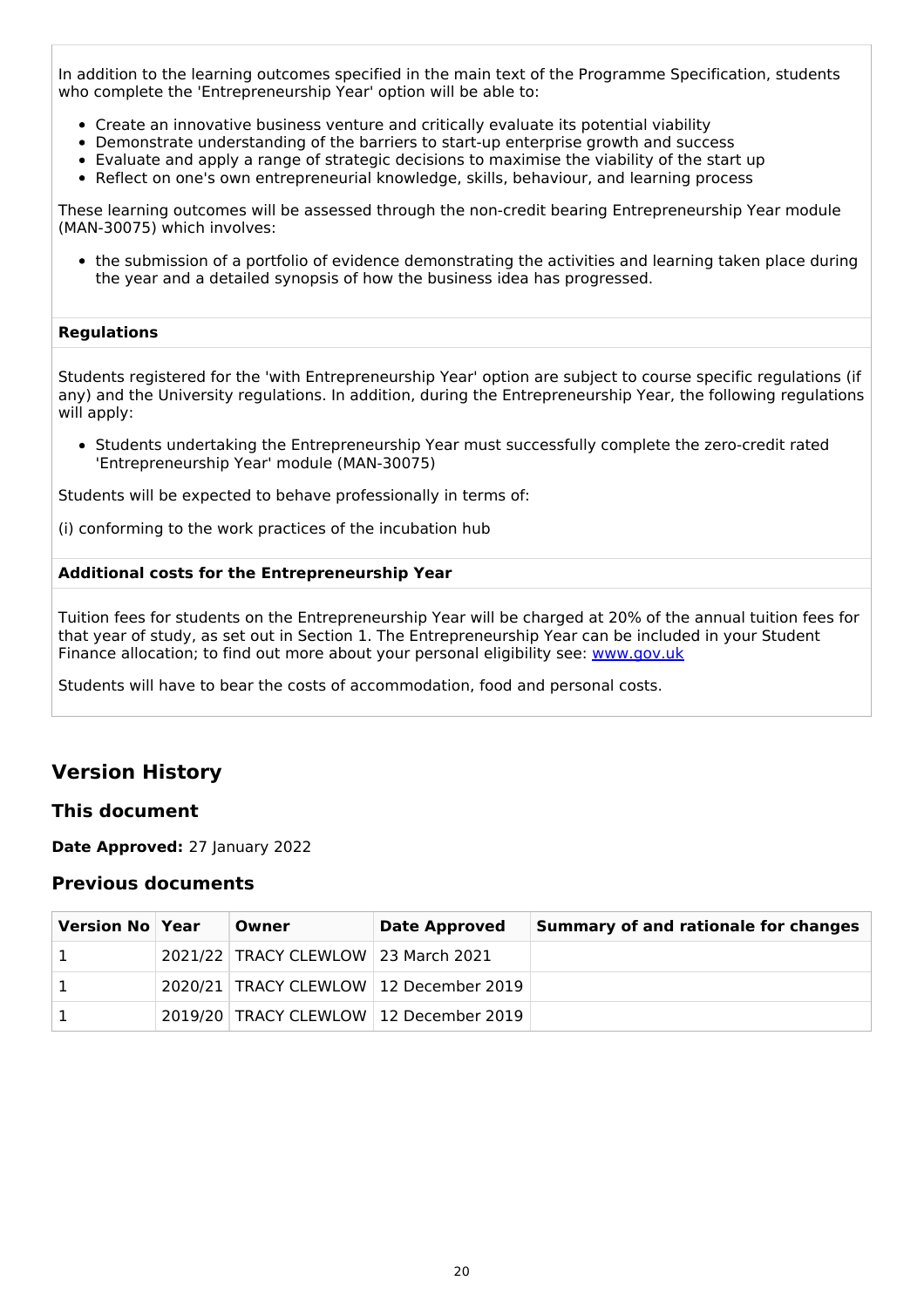In addition to the learning outcomes specified in the main text of the Programme Specification, students who complete the 'Entrepreneurship Year' option will be able to:

- Create an innovative business venture and critically evaluate its potential viability
- Demonstrate understanding of the barriers to start-up enterprise growth and success
- Evaluate and apply a range of strategic decisions to maximise the viability of the start up
- Reflect on one's own entrepreneurial knowledge, skills, behaviour, and learning process

These learning outcomes will be assessed through the non-credit bearing Entrepreneurship Year module (MAN-30075) which involves:

- the submission of a portfolio of evidence demonstrating the activities and learning taken place during the year and a detailed synopsis of how the business idea has progressed.

**Regulations**

Students registered for the 'with Entrepreneurship Year' option are subject to course specific regulations (if any) and the University regulations. In addition, during the Entrepreneurship Year, the following regulations will apply:

- Students undertaking the Entrepreneurship Year must successfully complete the zero-credit rated 'Entrepreneurship Year' module (MAN-30075)

Students will be expected to behave professionally in terms of:

(i) conforming to the work practices of the incubation hub

**Additional costs for the Entrepreneurship Year**

Tuition fees for students on the Entrepreneurship Year will be charged at 20% of the annual tuition fees for that year of study, as set out in Section 1. The Entrepreneurship Year can be included in your Student Finance allocation; to find out more about your personal eligibility see: [www.gov.uk](www.gov.uk)

Students will have to bear the costs of accommodation, food and personal costs.

## Version History

### This document

**Date Approved:** 27 January 2022

### Previous documents

| Version No | Year | Owner | Date Approved | Summary of and rationale for changes |
|---|---|---|---|---|
| 1 | 2021/22 | TRACY CLEWLOW | 23 March 2021 | |
| 1 | 2020/21 | TRACY CLEWLOW | 12 December 2019 | |
| 1 | 2019/20 | TRACY CLEWLOW | 12 December 2019 | |